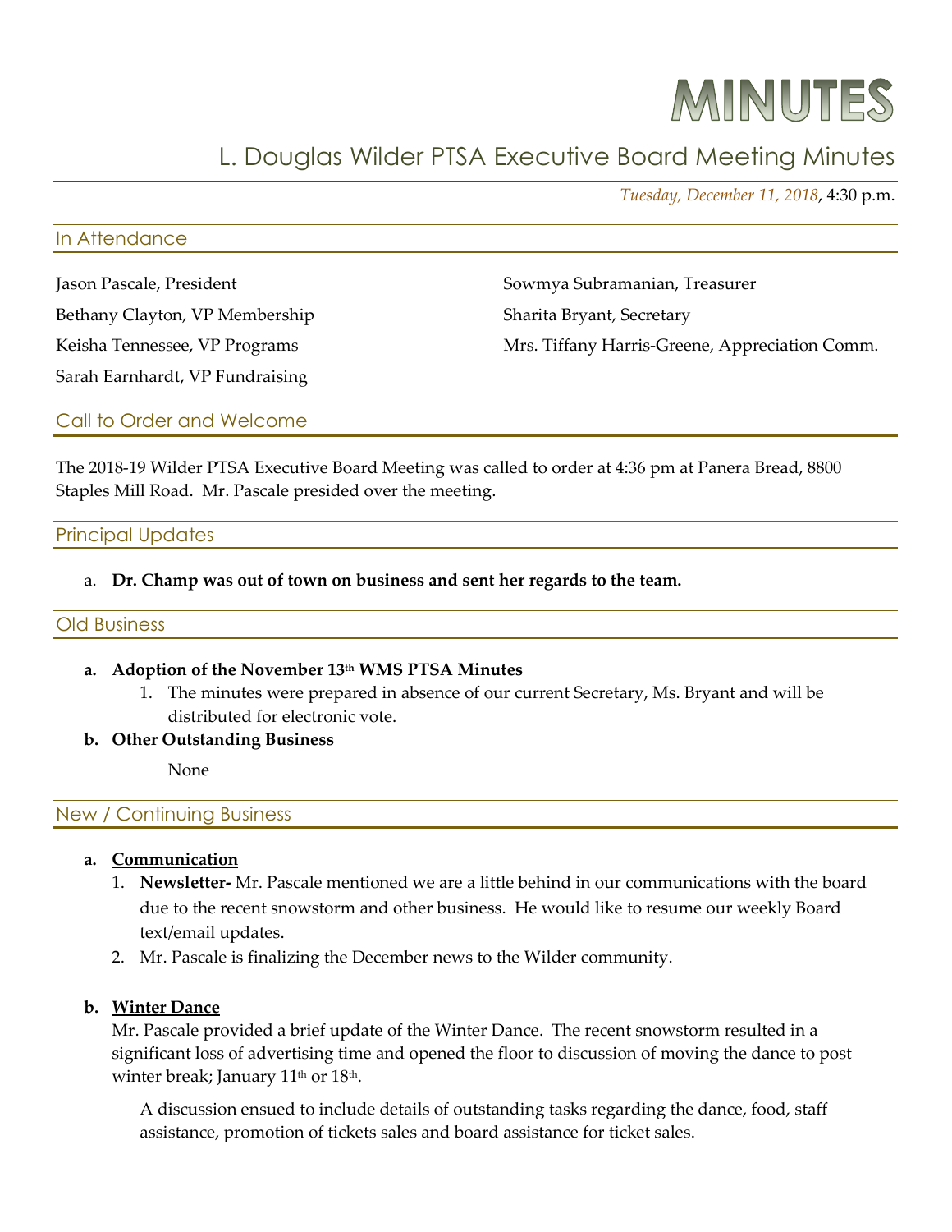# MINUTES

## L. Douglas Wilder PTSA Executive Board Meeting Minutes

*Tuesday, December 11, 2018*, 4:30 p.m.

### In Attendance

Jason Pascale, President

Bethany Clayton, VP Membership

Keisha Tennessee, VP Programs

Sarah Earnhardt, VP Fundraising

Sowmya Subramanian, Treasurer

Sharita Bryant, Secretary

Mrs. Tiffany Harris-Greene, Appreciation Comm.

### Call to Order and Welcome

The 2018-19 Wilder PTSA Executive Board Meeting was called to order at 4:36 pm at Panera Bread, 8800 Staples Mill Road. Mr. Pascale presided over the meeting.

### Principal Updates

a. **Dr. Champ was out of town on business and sent her regards to the team.**

### Old Business

**a. Adoption of the November 13th WMS PTSA Minutes**

1. The minutes were prepared in absence of our current Secretary, Ms. Bryant and will be distributed for electronic vote.

**b. Other Outstanding Business**

None

### New / Continuing Business

**a. Communication**

1. **Newsletter-** Mr. Pascale mentioned we are a little behind in our communications with the board due to the recent snowstorm and other business. He would like to resume our weekly Board text/email updates.
2. Mr. Pascale is finalizing the December news to the Wilder community.

**b. Winter Dance**

Mr. Pascale provided a brief update of the Winter Dance. The recent snowstorm resulted in a significant loss of advertising time and opened the floor to discussion of moving the dance to post winter break; January 11th or 18th.

A discussion ensued to include details of outstanding tasks regarding the dance, food, staff assistance, promotion of tickets sales and board assistance for ticket sales.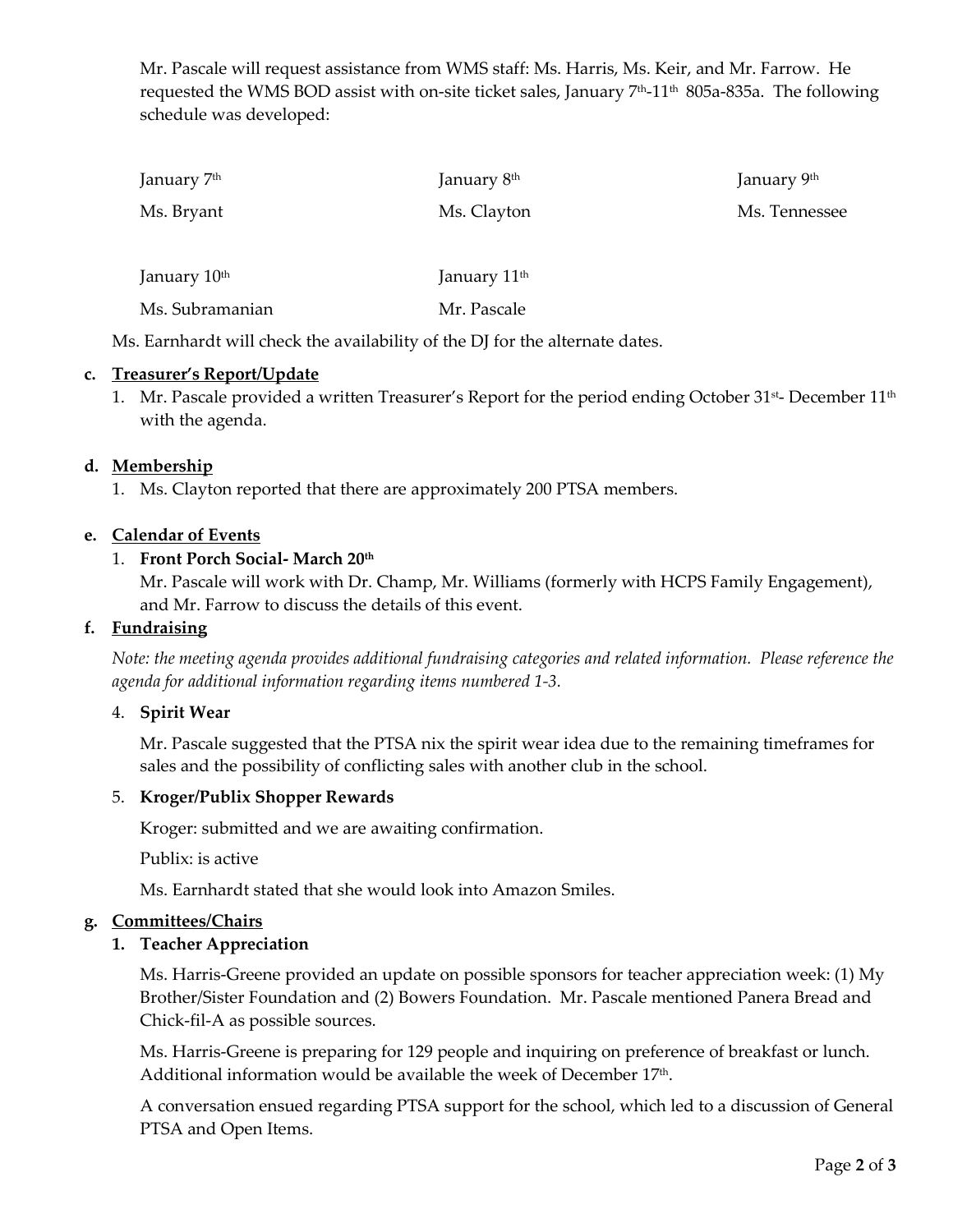Mr. Pascale will request assistance from WMS staff: Ms. Harris, Ms. Keir, and Mr. Farrow. He requested the WMS BOD assist with on-site ticket sales, January 7th-11th 805a-835a. The following schedule was developed:

| January 7th | January 8th | January 9th |
|---|---|---|
| Ms. Bryant | Ms. Clayton | Ms. Tennessee |
| January 10th | January 11th | |
| Ms. Subramanian | Mr. Pascale | |

Ms. Earnhardt will check the availability of the DJ for the alternate dates.

**c. Treasurer's Report/Update**

1. Mr. Pascale provided a written Treasurer's Report for the period ending October 31st- December 11th with the agenda.

**d. Membership**

1. Ms. Clayton reported that there are approximately 200 PTSA members.

**e. Calendar of Events**

1. **Front Porch Social- March 20th**

   Mr. Pascale will work with Dr. Champ, Mr. Williams (formerly with HCPS Family Engagement), and Mr. Farrow to discuss the details of this event.

**f. Fundraising**

*Note: the meeting agenda provides additional fundraising categories and related information. Please reference the agenda for additional information regarding items numbered 1-3.*

4. **Spirit Wear**

   Mr. Pascale suggested that the PTSA nix the spirit wear idea due to the remaining timeframes for sales and the possibility of conflicting sales with another club in the school.

5. **Kroger/Publix Shopper Rewards**

   Kroger: submitted and we are awaiting confirmation.

   Publix: is active

   Ms. Earnhardt stated that she would look into Amazon Smiles.

**g. Committees/Chairs**

1. **Teacher Appreciation**

   Ms. Harris-Greene provided an update on possible sponsors for teacher appreciation week: (1) My Brother/Sister Foundation and (2) Bowers Foundation. Mr. Pascale mentioned Panera Bread and Chick-fil-A as possible sources.

   Ms. Harris-Greene is preparing for 129 people and inquiring on preference of breakfast or lunch. Additional information would be available the week of December 17th.

   A conversation ensued regarding PTSA support for the school, which led to a discussion of General PTSA and Open Items.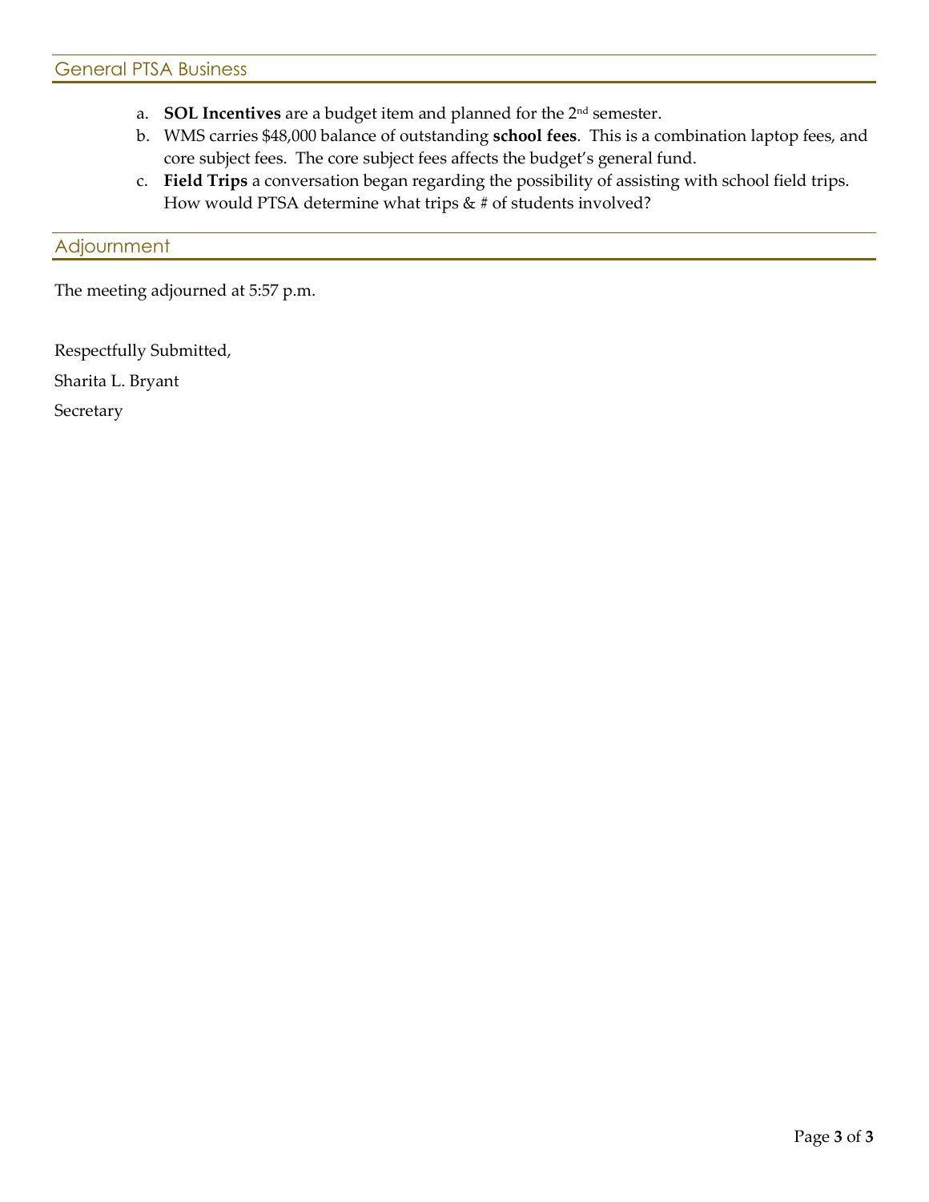## General PTSA Business

a. **SOL Incentives** are a budget item and planned for the 2nd semester.
b. WMS carries $48,000 balance of outstanding **school fees**. This is a combination laptop fees, and core subject fees. The core subject fees affects the budget's general fund.
c. **Field Trips** a conversation began regarding the possibility of assisting with school field trips. How would PTSA determine what trips & # of students involved?

## Adjournment

The meeting adjourned at 5:57 p.m.

Respectfully Submitted,

Sharita L. Bryant

Secretary